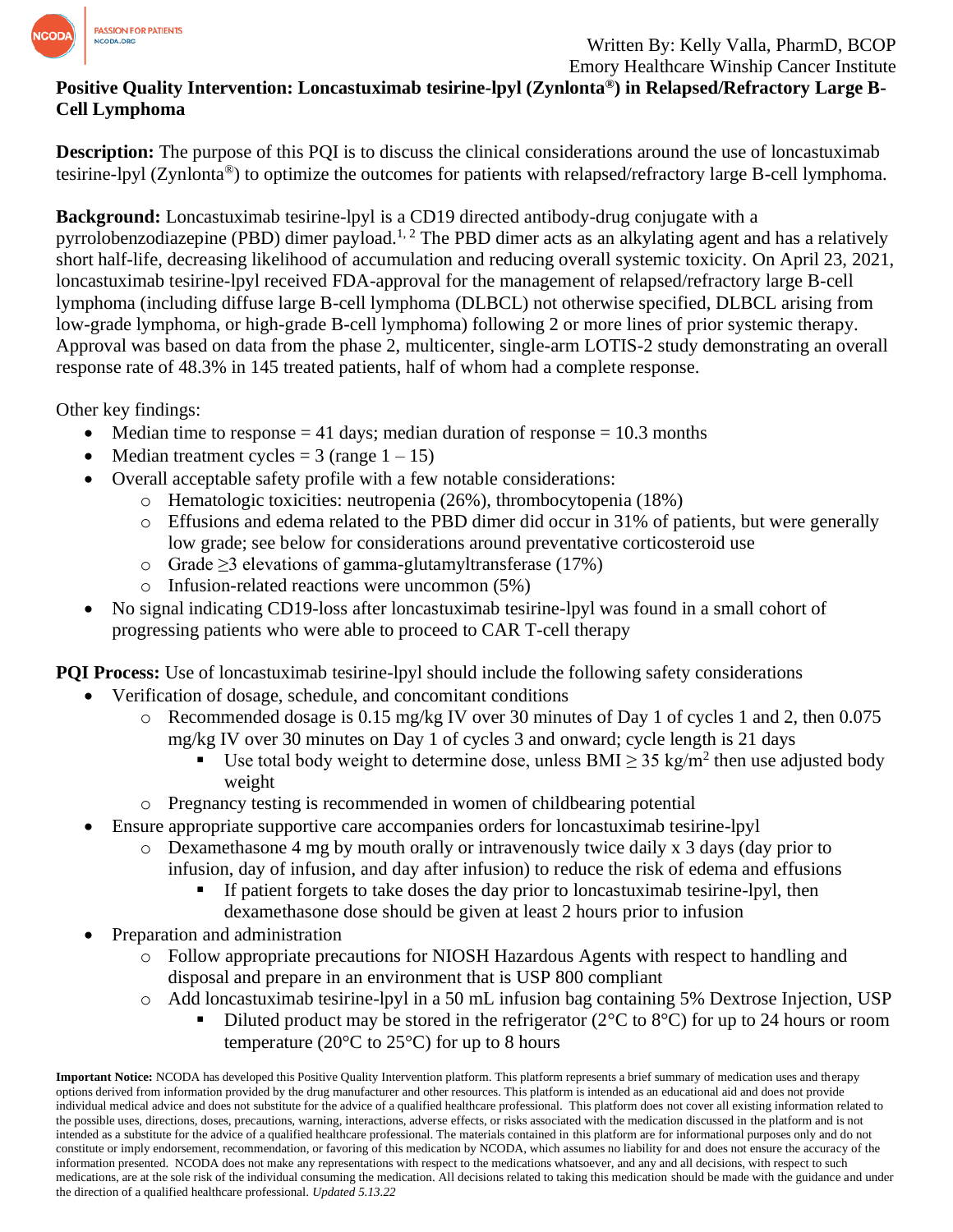Written By: Kelly Valla, PharmD, BCOP
Emory Healthcare Winship Cancer Institute

# Positive Quality Intervention: Loncastuximab tesirine-lpyl (Zynlonta®) in Relapsed/Refractory Large B-Cell Lymphoma

**Description:** The purpose of this PQI is to discuss the clinical considerations around the use of loncastuximab tesirine-lpyl (Zynlonta®) to optimize the outcomes for patients with relapsed/refractory large B-cell lymphoma.

**Background:** Loncastuximab tesirine-lpyl is a CD19 directed antibody-drug conjugate with a pyrrolobenzodiazepine (PBD) dimer payload.[1, 2] The PBD dimer acts as an alkylating agent and has a relatively short half-life, decreasing likelihood of accumulation and reducing overall systemic toxicity. On April 23, 2021, loncastuximab tesirine-lpyl received FDA-approval for the management of relapsed/refractory large B-cell lymphoma (including diffuse large B-cell lymphoma (DLBCL) not otherwise specified, DLBCL arising from low-grade lymphoma, or high-grade B-cell lymphoma) following 2 or more lines of prior systemic therapy. Approval was based on data from the phase 2, multicenter, single-arm LOTIS-2 study demonstrating an overall response rate of 48.3% in 145 treated patients, half of whom had a complete response.

Other key findings:

- Median time to response = 41 days; median duration of response = 10.3 months
- Median treatment cycles = 3 (range 1 – 15)
- Overall acceptable safety profile with a few notable considerations:
  - Hematologic toxicities: neutropenia (26%), thrombocytopenia (18%)
  - Effusions and edema related to the PBD dimer did occur in 31% of patients, but were generally low grade; see below for considerations around preventative corticosteroid use
  - Grade ≥3 elevations of gamma-glutamyltransferase (17%)
  - Infusion-related reactions were uncommon (5%)
- No signal indicating CD19-loss after loncastuximab tesirine-lpyl was found in a small cohort of progressing patients who were able to proceed to CAR T-cell therapy

**PQI Process:** Use of loncastuximab tesirine-lpyl should include the following safety considerations

- Verification of dosage, schedule, and concomitant conditions
  - Recommended dosage is 0.15 mg/kg IV over 30 minutes of Day 1 of cycles 1 and 2, then 0.075 mg/kg IV over 30 minutes on Day 1 of cycles 3 and onward; cycle length is 21 days
    - Use total body weight to determine dose, unless BMI ≥ 35 kg/m$^2$ then use adjusted body weight
  - Pregnancy testing is recommended in women of childbearing potential
- Ensure appropriate supportive care accompanies orders for loncastuximab tesirine-lpyl
  - Dexamethasone 4 mg by mouth orally or intravenously twice daily x 3 days (day prior to infusion, day of infusion, and day after infusion) to reduce the risk of edema and effusions
    - If patient forgets to take doses the day prior to loncastuximab tesirine-lpyl, then dexamethasone dose should be given at least 2 hours prior to infusion
- Preparation and administration
  - Follow appropriate precautions for NIOSH Hazardous Agents with respect to handling and disposal and prepare in an environment that is USP 800 compliant
  - Add loncastuximab tesirine-lpyl in a 50 mL infusion bag containing 5% Dextrose Injection, USP
    - Diluted product may be stored in the refrigerator (2°C to 8°C) for up to 24 hours or room temperature (20°C to 25°C) for up to 8 hours

**Important Notice:** NCODA has developed this Positive Quality Intervention platform. This platform represents a brief summary of medication uses and therapy options derived from information provided by the drug manufacturer and other resources. This platform is intended as an educational aid and does not provide individual medical advice and does not substitute for the advice of a qualified healthcare professional. This platform does not cover all existing information related to the possible uses, directions, doses, precautions, warning, interactions, adverse effects, or risks associated with the medication discussed in the platform and is not intended as a substitute for the advice of a qualified healthcare professional. The materials contained in this platform are for informational purposes only and do not constitute or imply endorsement, recommendation, or favoring of this medication by NCODA, which assumes no liability for and does not ensure the accuracy of the information presented. NCODA does not make any representations with respect to the medications whatsoever, and any and all decisions, with respect to such medications, are at the sole risk of the individual consuming the medication. All decisions related to taking this medication should be made with the guidance and under the direction of a qualified healthcare professional. *Updated 5.13.22*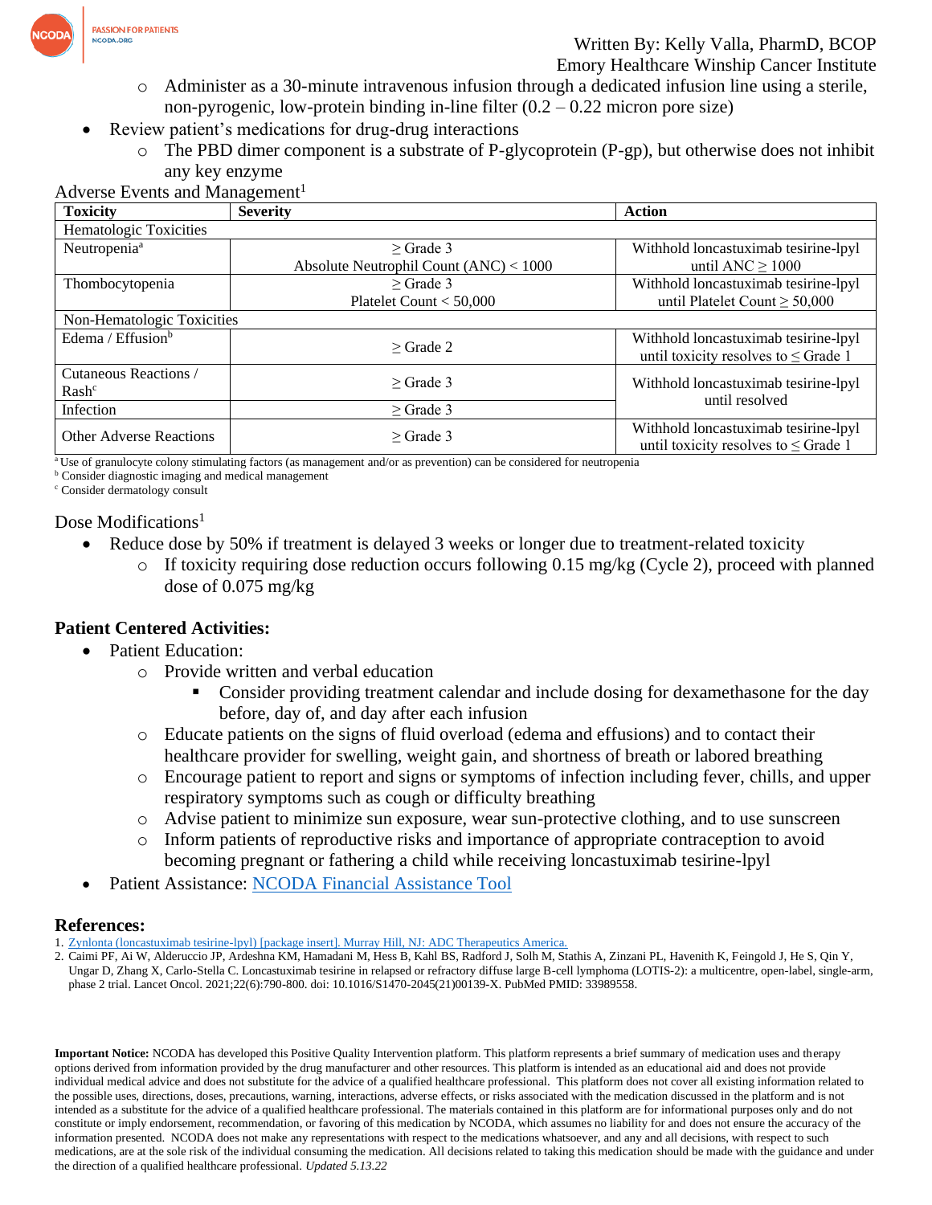- Administer as a 30-minute intravenous infusion through a dedicated infusion line using a sterile, non-pyrogenic, low-protein binding in-line filter (0.2 – 0.22 micron pore size)
- Review patient's medications for drug-drug interactions
  - The PBD dimer component is a substrate of P-glycoprotein (P-gp), but otherwise does not inhibit any key enzyme

Adverse Events and Management[1]

| Toxicity | Severity | Action |
|---|---|---|
| Hematologic Toxicities | | |
| Neutropenia[a] | ≥ Grade 3<br>Absolute Neutrophil Count (ANC) < 1000 | Withhold loncastuximab tesirine-lpyl until ANC ≥ 1000 |
| Thombocytopenia | ≥ Grade 3<br>Platelet Count < 50,000 | Withhold loncastuximab tesirine-lpyl until Platelet Count ≥ 50,000 |
| Non-Hematologic Toxicities | | |
| Edema / Effusion[b] | ≥ Grade 2 | Withhold loncastuximab tesirine-lpyl until toxicity resolves to ≤ Grade 1 |
| Cutaneous Reactions / Rash[c] | ≥ Grade 3 | Withhold loncastuximab tesirine-lpyl until resolved |
| Infection | ≥ Grade 3 | Withhold loncastuximab tesirine-lpyl until resolved |
| Other Adverse Reactions | ≥ Grade 3 | Withhold loncastuximab tesirine-lpyl until toxicity resolves to ≤ Grade 1 |

[a] Use of granulocyte colony stimulating factors (as management and/or as prevention) can be considered for neutropenia
[b] Consider diagnostic imaging and medical management
[c] Consider dermatology consult

Dose Modifications[1]

- Reduce dose by 50% if treatment is delayed 3 weeks or longer due to treatment-related toxicity
  - If toxicity requiring dose reduction occurs following 0.15 mg/kg (Cycle 2), proceed with planned dose of 0.075 mg/kg

## Patient Centered Activities:

- Patient Education:
  - Provide written and verbal education
    - Consider providing treatment calendar and include dosing for dexamethasone for the day before, day of, and day after each infusion
  - Educate patients on the signs of fluid overload (edema and effusions) and to contact their healthcare provider for swelling, weight gain, and shortness of breath or labored breathing
  - Encourage patient to report and signs or symptoms of infection including fever, chills, and upper respiratory symptoms such as cough or difficulty breathing
  - Advise patient to minimize sun exposure, wear sun-protective clothing, and to use sunscreen
  - Inform patients of reproductive risks and importance of appropriate contraception to avoid becoming pregnant or fathering a child while receiving loncastuximab tesirine-lpyl
- Patient Assistance: NCODA Financial Assistance Tool

## References:

1. Zynlonta (loncastuximab tesirine-lpyl) [package insert]. Murray Hill, NJ: ADC Therapeutics America.
2. Caimi PF, Ai W, Alderuccio JP, Ardeshna KM, Hamadani M, Hess B, Kahl BS, Radford J, Solh M, Stathis A, Zinzani PL, Havenith K, Feingold J, He S, Qin Y, Ungar D, Zhang X, Carlo-Stella C. Loncastuximab tesirine in relapsed or refractory diffuse large B-cell lymphoma (LOTIS-2): a multicentre, open-label, single-arm, phase 2 trial. Lancet Oncol. 2021;22(6):790-800. doi: 10.1016/S1470-2045(21)00139-X. PubMed PMID: 33989558.

**Important Notice:** NCODA has developed this Positive Quality Intervention platform. This platform represents a brief summary of medication uses and therapy options derived from information provided by the drug manufacturer and other resources. This platform is intended as an educational aid and does not provide individual medical advice and does not substitute for the advice of a qualified healthcare professional. This platform does not cover all existing information related to the possible uses, directions, doses, precautions, warning, interactions, adverse effects, or risks associated with the medication discussed in the platform and is not intended as a substitute for the advice of a qualified healthcare professional. The materials contained in this platform are for informational purposes only and do not constitute or imply endorsement, recommendation, or favoring of this medication by NCODA, which assumes no liability for and does not ensure the accuracy of the information presented. NCODA does not make any representations with respect to the medications whatsoever, and any and all decisions, with respect to such medications, are at the sole risk of the individual consuming the medication. All decisions related to taking this medication should be made with the guidance and under the direction of a qualified healthcare professional. *Updated 5.13.22*